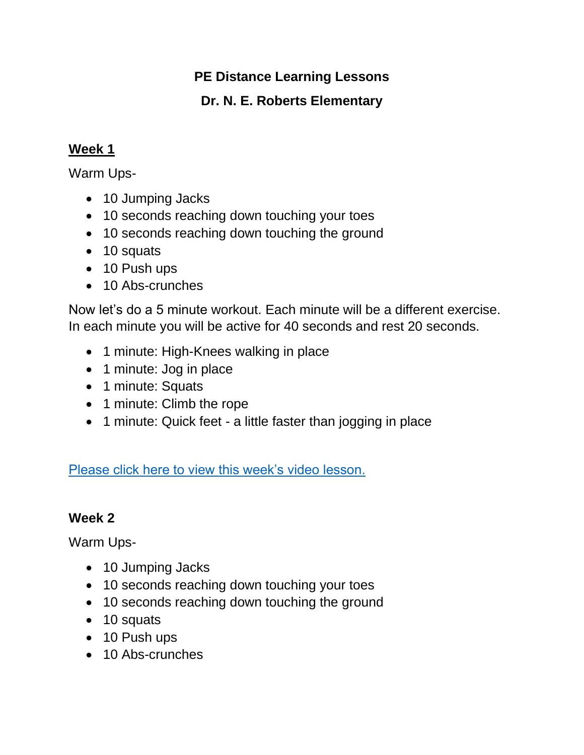**PE Distance Learning Lessons**

**Dr. N. E. Roberts Elementary**

## Week 1

Warm Ups-

- 10 Jumping Jacks
- 10 seconds reaching down touching your toes
- 10 seconds reaching down touching the ground
- 10 squats
- 10 Push ups
- 10 Abs-crunches

Now let's do a 5 minute workout. Each minute will be a different exercise. In each minute you will be active for 40 seconds and rest 20 seconds.

- 1 minute: High-Knees walking in place
- 1 minute: Jog in place
- 1 minute: Squats
- 1 minute: Climb the rope
- 1 minute: Quick feet - a little faster than jogging in place

Please click here to view this week's video lesson.

## Week 2

Warm Ups-

- 10 Jumping Jacks
- 10 seconds reaching down touching your toes
- 10 seconds reaching down touching the ground
- 10 squats
- 10 Push ups
- 10 Abs-crunches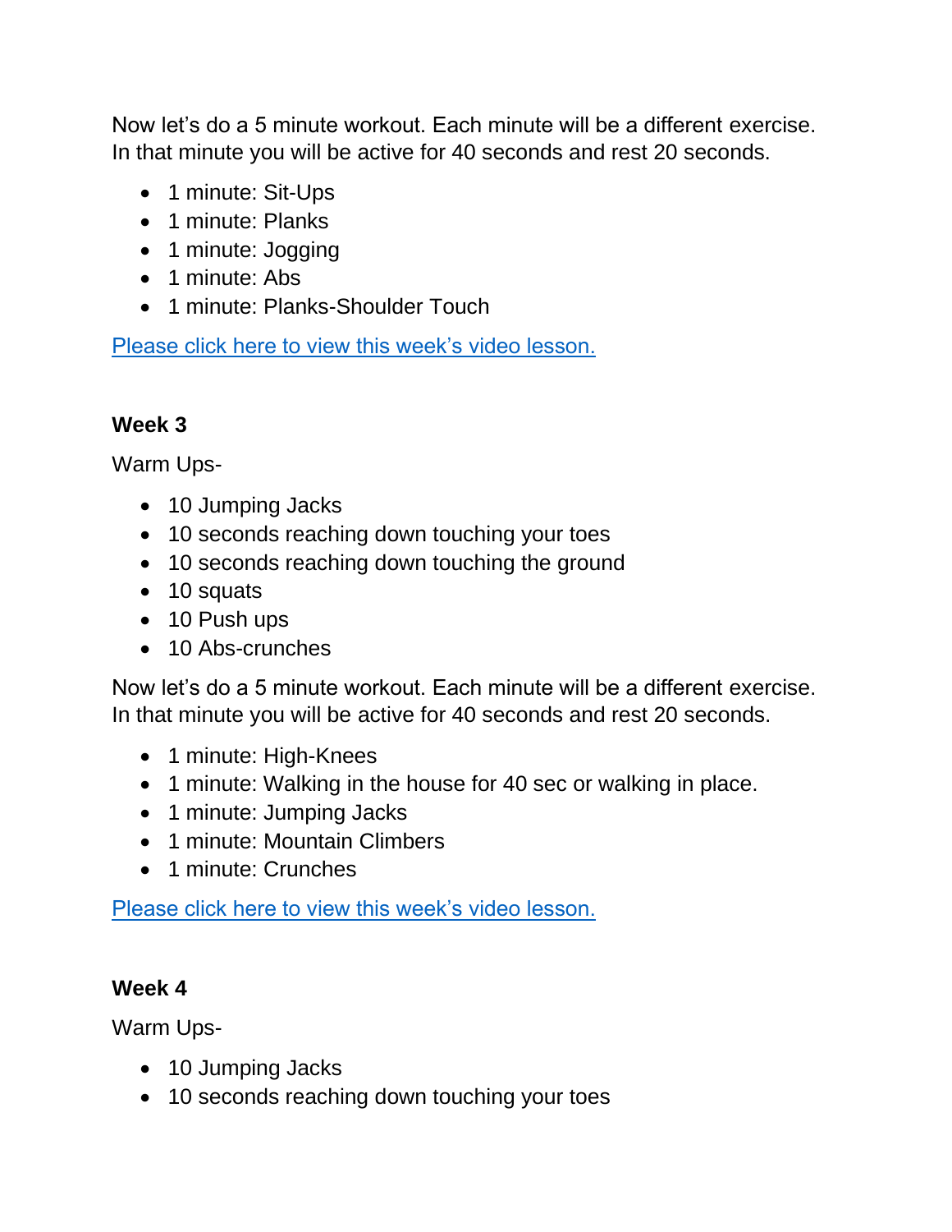Now let's do a 5 minute workout. Each minute will be a different exercise. In that minute you will be active for 40 seconds and rest 20 seconds.

- 1 minute: Sit-Ups
- 1 minute: Planks
- 1 minute: Jogging
- 1 minute: Abs
- 1 minute: Planks-Shoulder Touch

Please click here to view this week's video lesson.

**Week 3**

Warm Ups-

- 10 Jumping Jacks
- 10 seconds reaching down touching your toes
- 10 seconds reaching down touching the ground
- 10 squats
- 10 Push ups
- 10 Abs-crunches

Now let's do a 5 minute workout. Each minute will be a different exercise. In that minute you will be active for 40 seconds and rest 20 seconds.

- 1 minute: High-Knees
- 1 minute: Walking in the house for 40 sec or walking in place.
- 1 minute: Jumping Jacks
- 1 minute: Mountain Climbers
- 1 minute: Crunches

Please click here to view this week's video lesson.

**Week 4**

Warm Ups-

- 10 Jumping Jacks
- 10 seconds reaching down touching your toes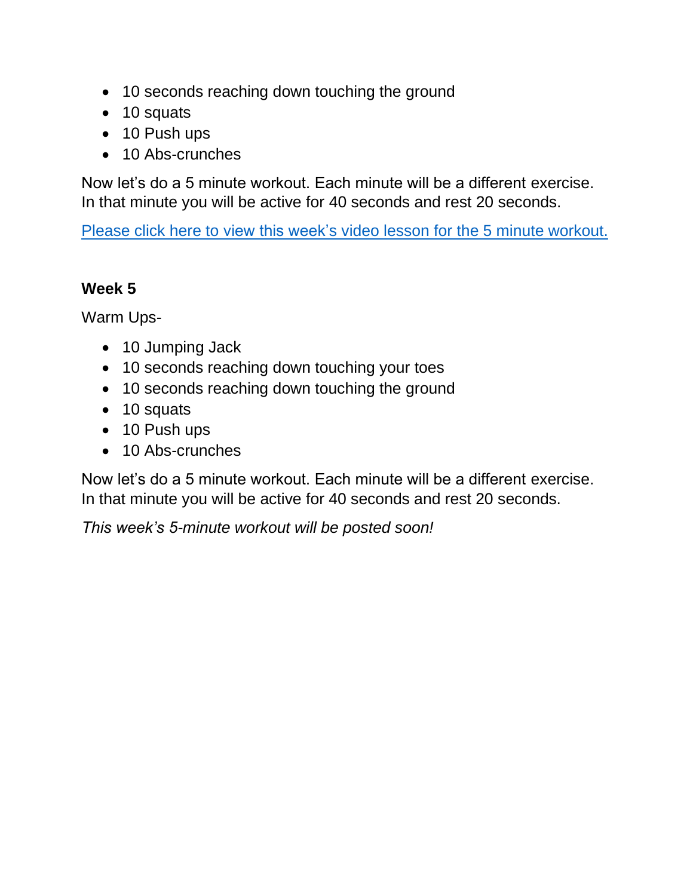- 10 seconds reaching down touching the ground
- 10 squats
- 10 Push ups
- 10 Abs-crunches

Now let's do a 5 minute workout. Each minute will be a different exercise. In that minute you will be active for 40 seconds and rest 20 seconds.

Please click here to view this week's video lesson for the 5 minute workout.

**Week 5**

Warm Ups-

- 10 Jumping Jack
- 10 seconds reaching down touching your toes
- 10 seconds reaching down touching the ground
- 10 squats
- 10 Push ups
- 10 Abs-crunches

Now let's do a 5 minute workout. Each minute will be a different exercise. In that minute you will be active for 40 seconds and rest 20 seconds.

*This week's 5-minute workout will be posted soon!*